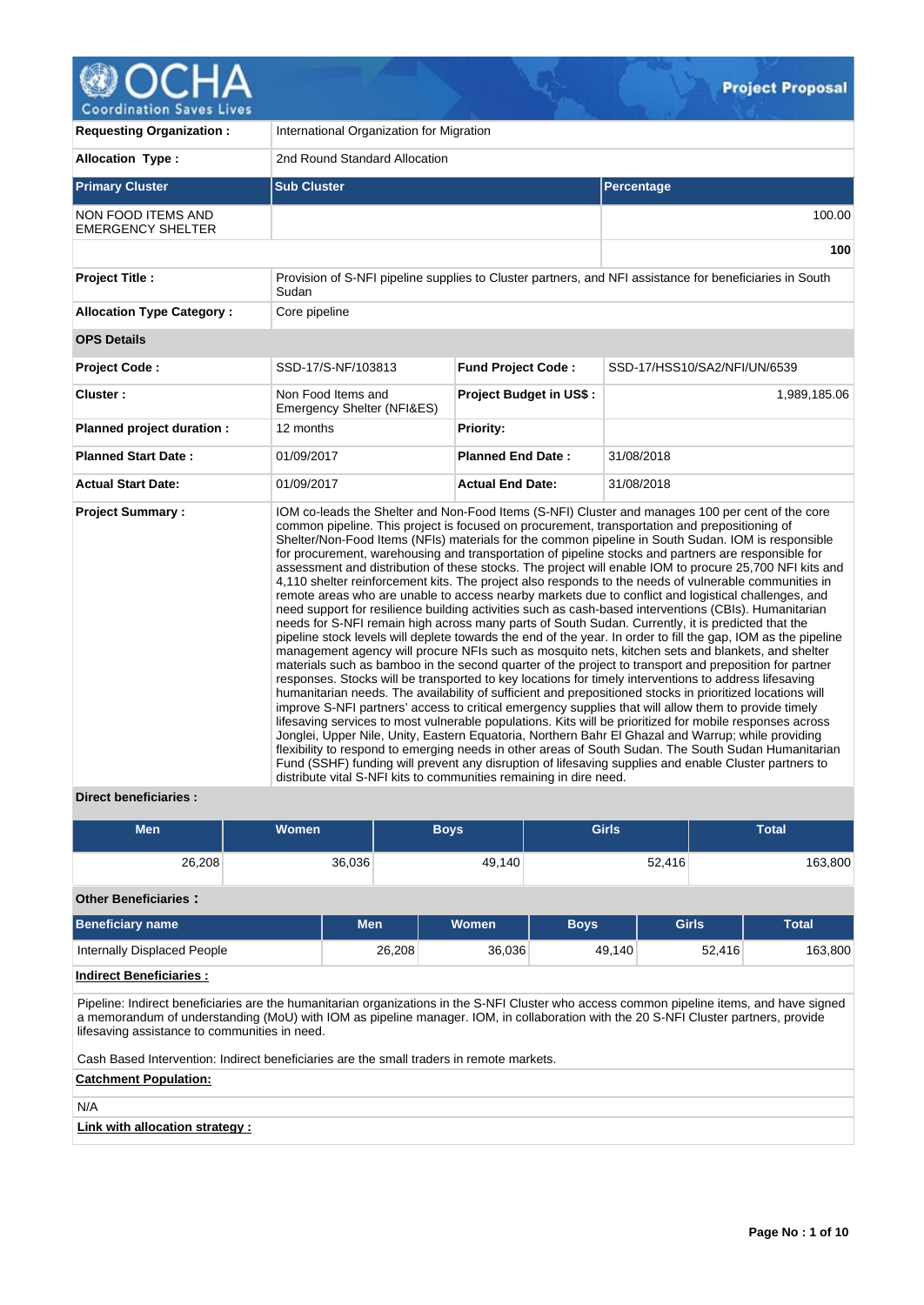# Project Proposal

| | |
|---|---|
| **Requesting Organization :** | International Organization for Migration |
| **Allocation Type :** | 2nd Round Standard Allocation |

| Primary Cluster | Sub Cluster | Percentage |
|---|---|---|
| NON FOOD ITEMS AND EMERGENCY SHELTER | | 100.00 |
| | | **100** |

| | | | |
|---|---|---|---|
| **Project Title :** | Provision of S-NFI pipeline supplies to Cluster partners, and NFI assistance for beneficiaries in South Sudan | | |
| **Allocation Type Category :** | Core pipeline | | |
| **OPS Details** | | | |
| **Project Code :** | SSD-17/S-NF/103813 | **Fund Project Code :** | SSD-17/HSS10/SA2/NFI/UN/6539 |
| **Cluster :** | Non Food Items and Emergency Shelter (NFI&ES) | **Project Budget in US$ :** | 1,989,185.06 |
| **Planned project duration :** | 12 months | **Priority:** | |
| **Planned Start Date :** | 01/09/2017 | **Planned End Date :** | 31/08/2018 |
| **Actual Start Date:** | 01/09/2017 | **Actual End Date:** | 31/08/2018 |
| **Project Summary :** | IOM co-leads the Shelter and Non-Food Items (S-NFI) Cluster and manages 100 per cent of the core common pipeline. This project is focused on procurement, transportation and prepositioning of Shelter/Non-Food Items (NFIs) materials for the common pipeline in South Sudan. IOM is responsible for procurement, warehousing and transportation of pipeline stocks and partners are responsible for assessment and distribution of these stocks. The project will enable IOM to procure 25,700 NFI kits and 4,110 shelter reinforcement kits. The project also responds to the needs of vulnerable communities in remote areas who are unable to access nearby markets due to conflict and logistical challenges, and need support for resilience building activities such as cash-based interventions (CBIs). Humanitarian needs for S-NFI remain high across many parts of South Sudan. Currently, it is predicted that the pipeline stock levels will deplete towards the end of the year. In order to fill the gap, IOM as the pipeline management agency will procure NFIs such as mosquito nets, kitchen sets and blankets, and shelter materials such as bamboo in the second quarter of the project to transport and preposition for partner responses. Stocks will be transported to key locations for timely interventions to address lifesaving humanitarian needs. The availability of sufficient and prepositioned stocks in prioritized locations will improve S-NFI partners' access to critical emergency supplies that will allow them to provide timely lifesaving services to most vulnerable populations. Kits will be prioritized for mobile responses across Jonglei, Upper Nile, Unity, Eastern Equatoria, Northern Bahr El Ghazal and Warrup; while providing flexibility to respond to emerging needs in other areas of South Sudan. The South Sudan Humanitarian Fund (SSHF) funding will prevent any disruption of lifesaving supplies and enable Cluster partners to distribute vital S-NFI kits to communities remaining in dire need. | | |

**Direct beneficiaries :**

| Men | Women | Boys | Girls | Total |
|---|---|---|---|---|
| 26,208 | 36,036 | 49,140 | 52,416 | 163,800 |

**Other Beneficiaries :**

| Beneficiary name | Men | Women | Boys | Girls | Total |
|---|---|---|---|---|---|
| Internally Displaced People | 26,208 | 36,036 | 49,140 | 52,416 | 163,800 |

**Indirect Beneficiaries :**

Pipeline: Indirect beneficiaries are the humanitarian organizations in the S-NFI Cluster who access common pipeline items, and have signed a memorandum of understanding (MoU) with IOM as pipeline manager. IOM, in collaboration with the 20 S-NFI Cluster partners, provide lifesaving assistance to communities in need.

Cash Based Intervention: Indirect beneficiaries are the small traders in remote markets.

**Catchment Population:**

N/A

**Link with allocation strategy :**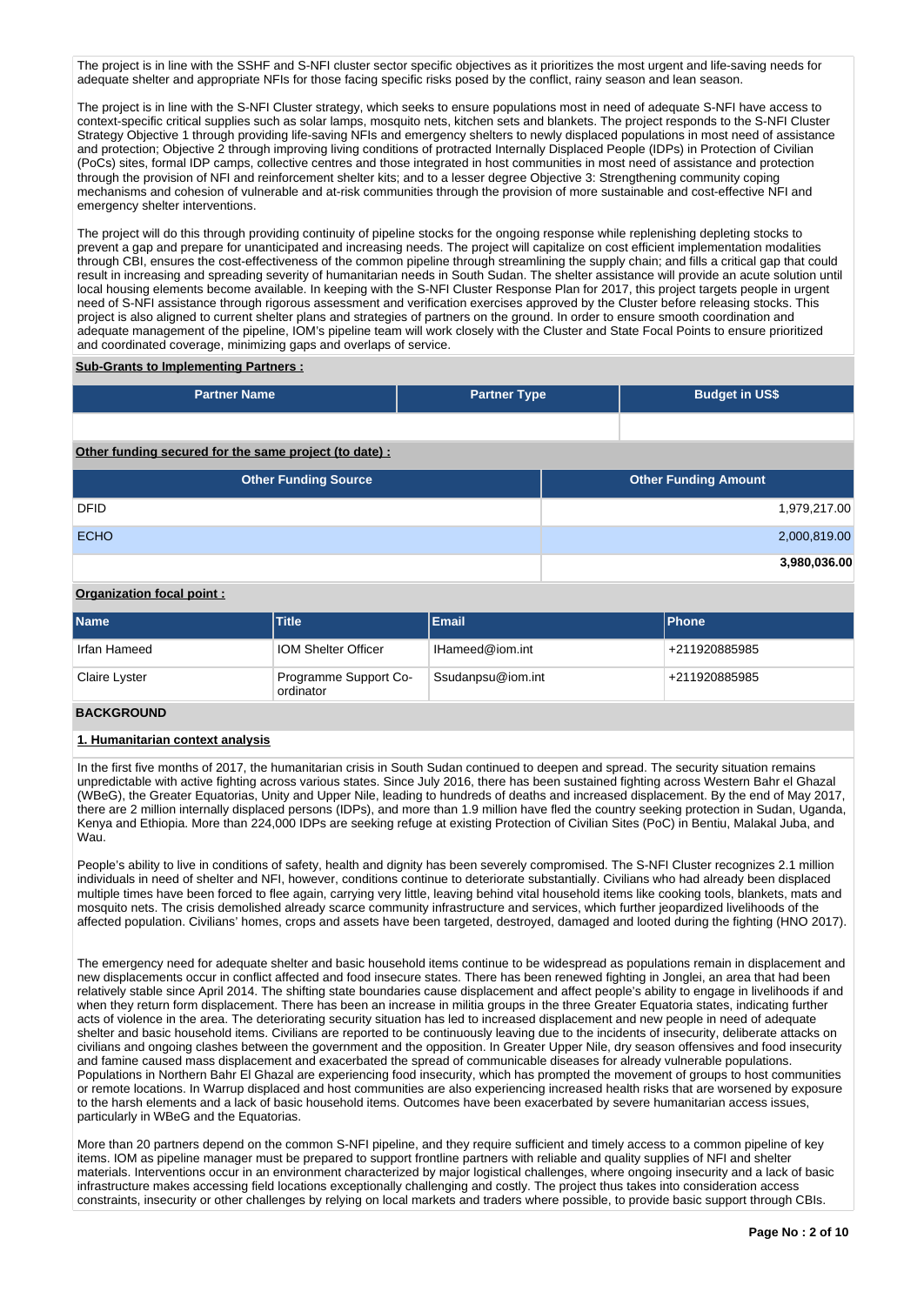The project is in line with the SSHF and S-NFI cluster sector specific objectives as it prioritizes the most urgent and life-saving needs for adequate shelter and appropriate NFIs for those facing specific risks posed by the conflict, rainy season and lean season.

The project is in line with the S-NFI Cluster strategy, which seeks to ensure populations most in need of adequate S-NFI have access to context-specific critical supplies such as solar lamps, mosquito nets, kitchen sets and blankets. The project responds to the S-NFI Cluster Strategy Objective 1 through providing life-saving NFIs and emergency shelters to newly displaced populations in most need of assistance and protection; Objective 2 through improving living conditions of protracted Internally Displaced People (IDPs) in Protection of Civilian (PoCs) sites, formal IDP camps, collective centres and those integrated in host communities in most need of assistance and protection through the provision of NFI and reinforcement shelter kits; and to a lesser degree Objective 3: Strengthening community coping mechanisms and cohesion of vulnerable and at-risk communities through the provision of more sustainable and cost-effective NFI and emergency shelter interventions.

The project will do this through providing continuity of pipeline stocks for the ongoing response while replenishing depleting stocks to prevent a gap and prepare for unanticipated and increasing needs. The project will capitalize on cost efficient implementation modalities through CBI, ensures the cost-effectiveness of the common pipeline through streamlining the supply chain; and fills a critical gap that could result in increasing and spreading severity of humanitarian needs in South Sudan. The shelter assistance will provide an acute solution until local housing elements become available. In keeping with the S-NFI Cluster Response Plan for 2017, this project targets people in urgent need of S-NFI assistance through rigorous assessment and verification exercises approved by the Cluster before releasing stocks. This project is also aligned to current shelter plans and strategies of partners on the ground. In order to ensure smooth coordination and adequate management of the pipeline, IOM's pipeline team will work closely with the Cluster and State Focal Points to ensure prioritized and coordinated coverage, minimizing gaps and overlaps of service.

**Sub-Grants to Implementing Partners :**

| Partner Name | Partner Type | Budget in US$ |
| --- | --- | --- |
| | | |

**Other funding secured for the same project (to date) :**

| Other Funding Source | Other Funding Amount |
| --- | --- |
| DFID | 1,979,217.00 |
| ECHO | 2,000,819.00 |
| | **3,980,036.00** |

**Organization focal point :**

| Name | Title | Email | Phone |
| --- | --- | --- | --- |
| Irfan Hameed | IOM Shelter Officer | IHameed@iom.int | +211920885985 |
| Claire Lyster | Programme Support Co-ordinator | Ssudanpsu@iom.int | +211920885985 |

## BACKGROUND

### 1. Humanitarian context analysis

In the first five months of 2017, the humanitarian crisis in South Sudan continued to deepen and spread. The security situation remains unpredictable with active fighting across various states. Since July 2016, there has been sustained fighting across Western Bahr el Ghazal (WBeG), the Greater Equatorias, Unity and Upper Nile, leading to hundreds of deaths and increased displacement. By the end of May 2017, there are 2 million internally displaced persons (IDPs), and more than 1.9 million have fled the country seeking protection in Sudan, Uganda, Kenya and Ethiopia. More than 224,000 IDPs are seeking refuge at existing Protection of Civilian Sites (PoC) in Bentiu, Malakal Juba, and Wau.

People's ability to live in conditions of safety, health and dignity has been severely compromised. The S-NFI Cluster recognizes 2.1 million individuals in need of shelter and NFI, however, conditions continue to deteriorate substantially. Civilians who had already been displaced multiple times have been forced to flee again, carrying very little, leaving behind vital household items like cooking tools, blankets, mats and mosquito nets. The crisis demolished already scarce community infrastructure and services, which further jeopardized livelihoods of the affected population. Civilians' homes, crops and assets have been targeted, destroyed, damaged and looted during the fighting (HNO 2017).

The emergency need for adequate shelter and basic household items continue to be widespread as populations remain in displacement and new displacements occur in conflict affected and food insecure states. There has been renewed fighting in Jonglei, an area that had been relatively stable since April 2014. The shifting state boundaries cause displacement and affect people's ability to engage in livelihoods if and when they return form displacement. There has been an increase in militia groups in the three Greater Equatoria states, indicating further acts of violence in the area. The deteriorating security situation has led to increased displacement and new people in need of adequate shelter and basic household items. Civilians are reported to be continuously leaving due to the incidents of insecurity, deliberate attacks on civilians and ongoing clashes between the government and the opposition. In Greater Upper Nile, dry season offensives and food insecurity and famine caused mass displacement and exacerbated the spread of communicable diseases for already vulnerable populations. Populations in Northern Bahr El Ghazal are experiencing food insecurity, which has prompted the movement of groups to host communities or remote locations. In Warrup displaced and host communities are also experiencing increased health risks that are worsened by exposure to the harsh elements and a lack of basic household items. Outcomes have been exacerbated by severe humanitarian access issues, particularly in WBeG and the Equatorias.

More than 20 partners depend on the common S-NFI pipeline, and they require sufficient and timely access to a common pipeline of key items. IOM as pipeline manager must be prepared to support frontline partners with reliable and quality supplies of NFI and shelter materials. Interventions occur in an environment characterized by major logistical challenges, where ongoing insecurity and a lack of basic infrastructure makes accessing field locations exceptionally challenging and costly. The project thus takes into consideration access constraints, insecurity or other challenges by relying on local markets and traders where possible, to provide basic support through CBIs.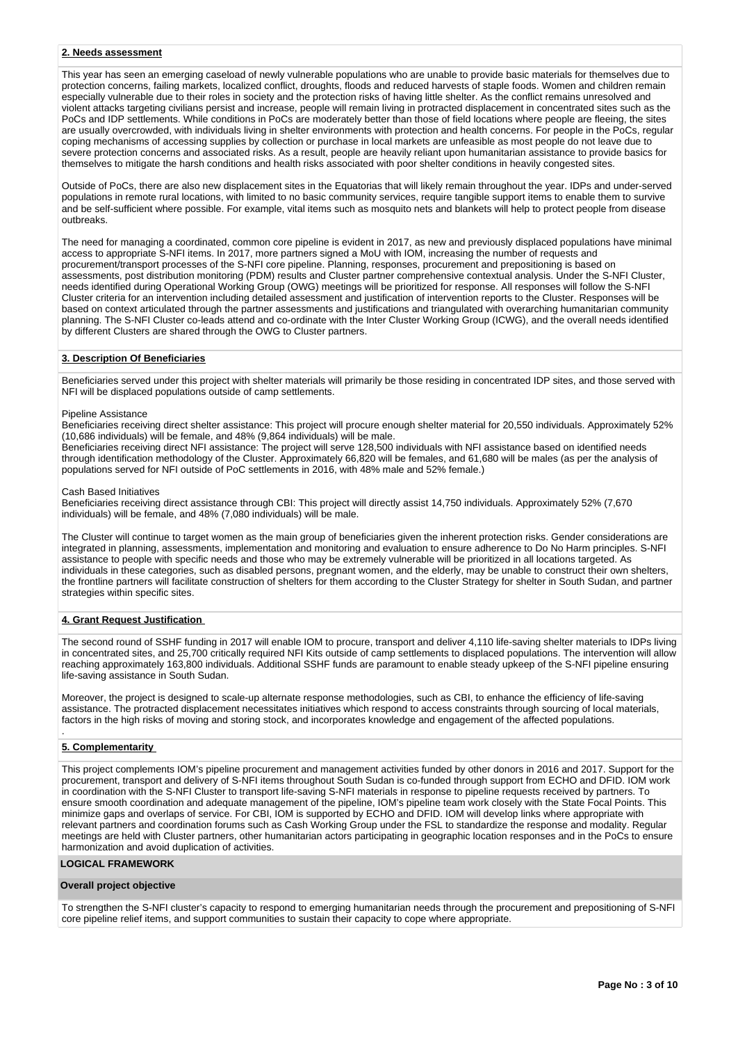## 2. Needs assessment

This year has seen an emerging caseload of newly vulnerable populations who are unable to provide basic materials for themselves due to protection concerns, failing markets, localized conflict, droughts, floods and reduced harvests of staple foods. Women and children remain especially vulnerable due to their roles in society and the protection risks of having little shelter. As the conflict remains unresolved and violent attacks targeting civilians persist and increase, people will remain living in protracted displacement in concentrated sites such as the PoCs and IDP settlements. While conditions in PoCs are moderately better than those of field locations where people are fleeing, the sites are usually overcrowded, with individuals living in shelter environments with protection and health concerns. For people in the PoCs, regular coping mechanisms of accessing supplies by collection or purchase in local markets are unfeasible as most people do not leave due to severe protection concerns and associated risks. As a result, people are heavily reliant upon humanitarian assistance to provide basics for themselves to mitigate the harsh conditions and health risks associated with poor shelter conditions in heavily congested sites.

Outside of PoCs, there are also new displacement sites in the Equatorias that will likely remain throughout the year. IDPs and under-served populations in remote rural locations, with limited to no basic community services, require tangible support items to enable them to survive and be self-sufficient where possible. For example, vital items such as mosquito nets and blankets will help to protect people from disease outbreaks.

The need for managing a coordinated, common core pipeline is evident in 2017, as new and previously displaced populations have minimal access to appropriate S-NFI items. In 2017, more partners signed a MoU with IOM, increasing the number of requests and procurement/transport processes of the S-NFI core pipeline. Planning, responses, procurement and prepositioning is based on assessments, post distribution monitoring (PDM) results and Cluster partner comprehensive contextual analysis. Under the S-NFI Cluster, needs identified during Operational Working Group (OWG) meetings will be prioritized for response. All responses will follow the S-NFI Cluster criteria for an intervention including detailed assessment and justification of intervention reports to the Cluster. Responses will be based on context articulated through the partner assessments and justifications and triangulated with overarching humanitarian community planning. The S-NFI Cluster co-leads attend and co-ordinate with the Inter Cluster Working Group (ICWG), and the overall needs identified by different Clusters are shared through the OWG to Cluster partners.

## 3. Description Of Beneficiaries

Beneficiaries served under this project with shelter materials will primarily be those residing in concentrated IDP sites, and those served with NFI will be displaced populations outside of camp settlements.

Pipeline Assistance

Beneficiaries receiving direct shelter assistance: This project will procure enough shelter material for 20,550 individuals. Approximately 52% (10,686 individuals) will be female, and 48% (9,864 individuals) will be male.

Beneficiaries receiving direct NFI assistance: The project will serve 128,500 individuals with NFI assistance based on identified needs through identification methodology of the Cluster. Approximately 66,820 will be females, and 61,680 will be males (as per the analysis of populations served for NFI outside of PoC settlements in 2016, with 48% male and 52% female.)

Cash Based Initiatives

Beneficiaries receiving direct assistance through CBI: This project will directly assist 14,750 individuals. Approximately 52% (7,670 individuals) will be female, and 48% (7,080 individuals) will be male.

The Cluster will continue to target women as the main group of beneficiaries given the inherent protection risks. Gender considerations are integrated in planning, assessments, implementation and monitoring and evaluation to ensure adherence to Do No Harm principles. S-NFI assistance to people with specific needs and those who may be extremely vulnerable will be prioritized in all locations targeted. As individuals in these categories, such as disabled persons, pregnant women, and the elderly, may be unable to construct their own shelters, the frontline partners will facilitate construction of shelters for them according to the Cluster Strategy for shelter in South Sudan, and partner strategies within specific sites.

## 4. Grant Request Justification

The second round of SSHF funding in 2017 will enable IOM to procure, transport and deliver 4,110 life-saving shelter materials to IDPs living in concentrated sites, and 25,700 critically required NFI Kits outside of camp settlements to displaced populations. The intervention will allow reaching approximately 163,800 individuals. Additional SSHF funds are paramount to enable steady upkeep of the S-NFI pipeline ensuring life-saving assistance in South Sudan.

Moreover, the project is designed to scale-up alternate response methodologies, such as CBI, to enhance the efficiency of life-saving assistance. The protracted displacement necessitates initiatives which respond to access constraints through sourcing of local materials, factors in the high risks of moving and storing stock, and incorporates knowledge and engagement of the affected populations.

.

## 5. Complementarity

This project complements IOM's pipeline procurement and management activities funded by other donors in 2016 and 2017. Support for the procurement, transport and delivery of S-NFI items throughout South Sudan is co-funded through support from ECHO and DFID. IOM work in coordination with the S-NFI Cluster to transport life-saving S-NFI materials in response to pipeline requests received by partners. To ensure smooth coordination and adequate management of the pipeline, IOM's pipeline team work closely with the State Focal Points. This minimize gaps and overlaps of service. For CBI, IOM is supported by ECHO and DFID. IOM will develop links where appropriate with relevant partners and coordination forums such as Cash Working Group under the FSL to standardize the response and modality. Regular meetings are held with Cluster partners, other humanitarian actors participating in geographic location responses and in the PoCs to ensure harmonization and avoid duplication of activities.

## LOGICAL FRAMEWORK

### Overall project objective

To strengthen the S-NFI cluster's capacity to respond to emerging humanitarian needs through the procurement and prepositioning of S-NFI core pipeline relief items, and support communities to sustain their capacity to cope where appropriate.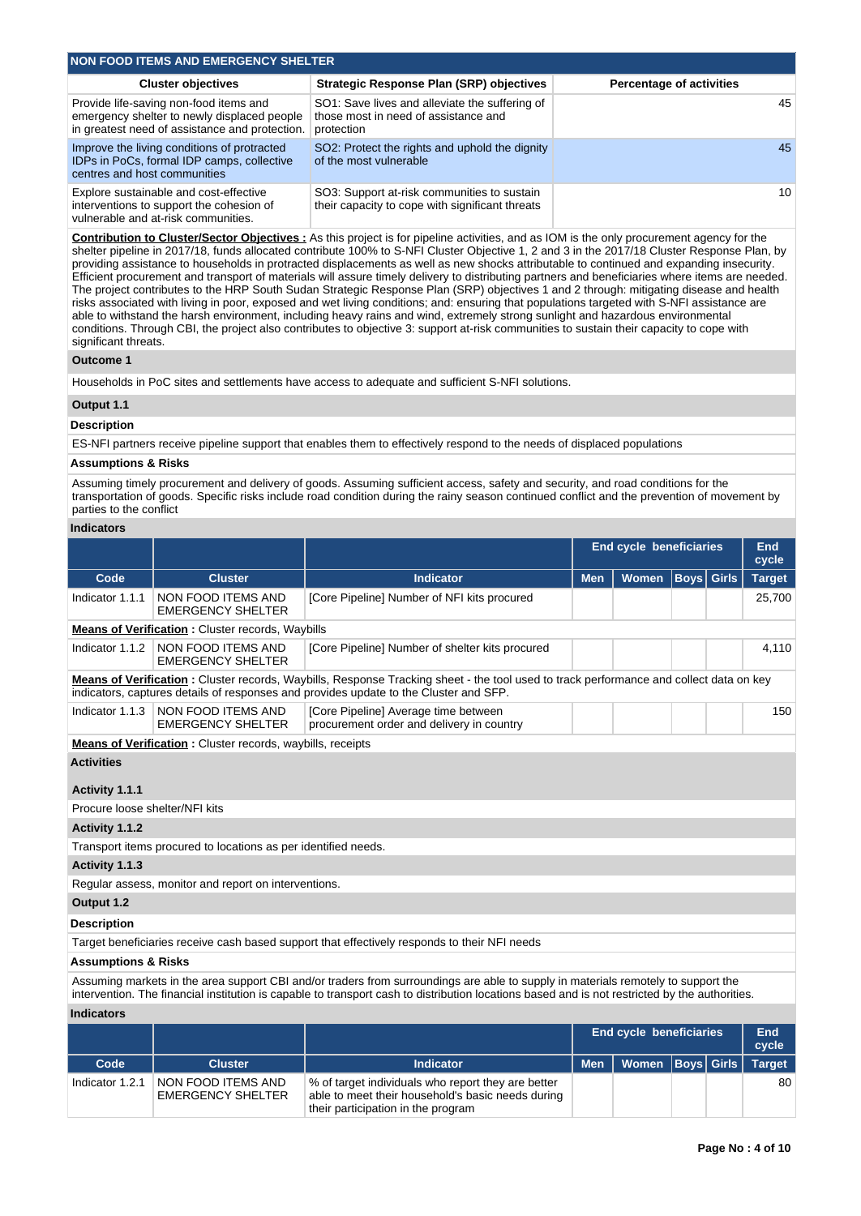## NON FOOD ITEMS AND EMERGENCY SHELTER

| Cluster objectives | Strategic Response Plan (SRP) objectives | Percentage of activities |
|---|---|---|
| Provide life-saving non-food items and emergency shelter to newly displaced people in greatest need of assistance and protection. | SO1: Save lives and alleviate the suffering of those most in need of assistance and protection | 45 |
| Improve the living conditions of protracted IDPs in PoCs, formal IDP camps, collective centres and host communities | SO2: Protect the rights and uphold the dignity of the most vulnerable | 45 |
| Explore sustainable and cost-effective interventions to support the cohesion of vulnerable and at-risk communities. | SO3: Support at-risk communities to sustain their capacity to cope with significant threats | 10 |

**Contribution to Cluster/Sector Objectives :** As this project is for pipeline activities, and as IOM is the only procurement agency for the shelter pipeline in 2017/18, funds allocated contribute 100% to S-NFI Cluster Objective 1, 2 and 3 in the 2017/18 Cluster Response Plan, by providing assistance to households in protracted displacements as well as new shocks attributable to continued and expanding insecurity. Efficient procurement and transport of materials will assure timely delivery to distributing partners and beneficiaries where items are needed. The project contributes to the HRP South Sudan Strategic Response Plan (SRP) objectives 1 and 2 through: mitigating disease and health risks associated with living in poor, exposed and wet living conditions; and: ensuring that populations targeted with S-NFI assistance are able to withstand the harsh environment, including heavy rains and wind, extremely strong sunlight and hazardous environmental conditions. Through CBI, the project also contributes to objective 3: support at-risk communities to sustain their capacity to cope with significant threats.

### Outcome 1

Households in PoC sites and settlements have access to adequate and sufficient S-NFI solutions.

### Output 1.1

**Description**

ES-NFI partners receive pipeline support that enables them to effectively respond to the needs of displaced populations

**Assumptions & Risks**

Assuming timely procurement and delivery of goods. Assuming sufficient access, safety and security, and road conditions for the transportation of goods. Specific risks include road condition during the rainy season continued conflict and the prevention of movement by parties to the conflict

**Indicators**

| | | | End cycle beneficiaries | | | | End cycle |
|---|---|---|---|---|---|---|---|
| Code | Cluster | Indicator | Men | Women | Boys | Girls | Target |
| Indicator 1.1.1 | NON FOOD ITEMS AND EMERGENCY SHELTER | [Core Pipeline] Number of NFI kits procured | | | | | 25,700 |

**Means of Verification :** Cluster records, Waybills

| Code | Cluster | Indicator | Men | Women | Boys | Girls | Target |
|---|---|---|---|---|---|---|---|
| Indicator 1.1.2 | NON FOOD ITEMS AND EMERGENCY SHELTER | [Core Pipeline] Number of shelter kits procured | | | | | 4,110 |

**Means of Verification :** Cluster records, Waybills, Response Tracking sheet - the tool used to track performance and collect data on key indicators, captures details of responses and provides update to the Cluster and SFP.

| Code | Cluster | Indicator | Men | Women | Boys | Girls | Target |
|---|---|---|---|---|---|---|---|
| Indicator 1.1.3 | NON FOOD ITEMS AND EMERGENCY SHELTER | [Core Pipeline] Average time between procurement order and delivery in country | | | | | 150 |

**Means of Verification :** Cluster records, waybills, receipts

**Activities**

**Activity 1.1.1**

Procure loose shelter/NFI kits

**Activity 1.1.2**

Transport items procured to locations as per identified needs.

**Activity 1.1.3**

Regular assess, monitor and report on interventions.

### Output 1.2

**Description**

Target beneficiaries receive cash based support that effectively responds to their NFI needs

**Assumptions & Risks**

Assuming markets in the area support CBI and/or traders from surroundings are able to supply in materials remotely to support the intervention. The financial institution is capable to transport cash to distribution locations based and is not restricted by the authorities.

**Indicators**

| | | | End cycle beneficiaries | | | | End cycle |
|---|---|---|---|---|---|---|---|
| Code | Cluster | Indicator | Men | Women | Boys | Girls | Target |
| Indicator 1.2.1 | NON FOOD ITEMS AND EMERGENCY SHELTER | % of target individuals who report they are better able to meet their household's basic needs during their participation in the program | | | | | 80 |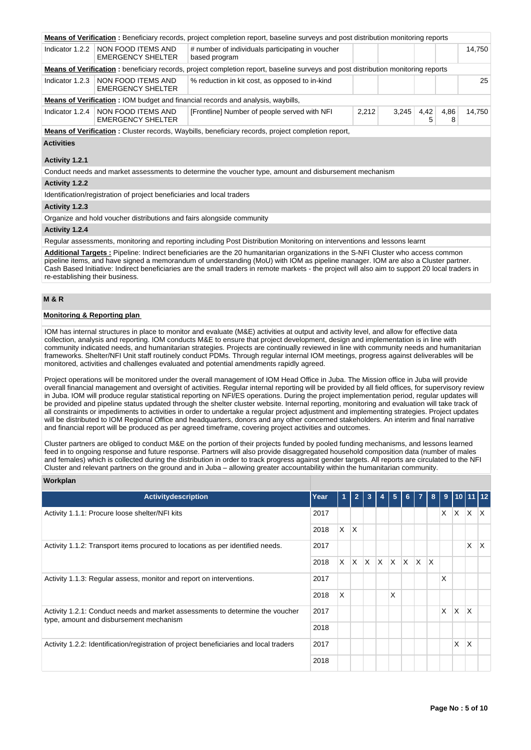**Means of Verification :** Beneficiary records, project completion report, baseline surveys and post distribution monitoring reports

| Indicator | Cluster | Description | | | | | Target |
|---|---|---|---|---|---|---|---|
| Indicator 1.2.2 | NON FOOD ITEMS AND EMERGENCY SHELTER | # number of individuals participating in voucher based program | | | | | 14,750 |

**Means of Verification :** beneficiary records, project completion report, baseline surveys and post distribution monitoring reports

| Indicator | Cluster | Description | | | | | Target |
|---|---|---|---|---|---|---|---|
| Indicator 1.2.3 | NON FOOD ITEMS AND EMERGENCY SHELTER | % reduction in kit cost, as opposed to in-kind | | | | | 25 |

**Means of Verification :** IOM budget and financial records and analysis, waybills,

| Indicator | Cluster | Description | | | | | Target |
|---|---|---|---|---|---|---|---|
| Indicator 1.2.4 | NON FOOD ITEMS AND EMERGENCY SHELTER | [Frontline] Number of people served with NFI | 2,212 | 3,245 | 4,425 | 4,868 | 14,750 |

**Means of Verification :** Cluster records, Waybills, beneficiary records, project completion report,

**Activities**

**Activity 1.2.1**

Conduct needs and market assessments to determine the voucher type, amount and disbursement mechanism

**Activity 1.2.2**

Identification/registration of project beneficiaries and local traders

**Activity 1.2.3**

Organize and hold voucher distributions and fairs alongside community

**Activity 1.2.4**

Regular assessments, monitoring and reporting including Post Distribution Monitoring on interventions and lessons learnt

**Additional Targets :** Pipeline: Indirect beneficiaries are the 20 humanitarian organizations in the S-NFI Cluster who access common pipeline items, and have signed a memorandum of understanding (MoU) with IOM as pipeline manager. IOM are also a Cluster partner. Cash Based Initiative: Indirect beneficiaries are the small traders in remote markets - the project will also aim to support 20 local traders in re-establishing their business.

## M & R

**Monitoring & Reporting plan**

IOM has internal structures in place to monitor and evaluate (M&E) activities at output and activity level, and allow for effective data collection, analysis and reporting. IOM conducts M&E to ensure that project development, design and implementation is in line with community indicated needs, and humanitarian strategies. Projects are continually reviewed in line with community needs and humanitarian frameworks. Shelter/NFI Unit staff routinely conduct PDMs. Through regular internal IOM meetings, progress against deliverables will be monitored, activities and challenges evaluated and potential amendments rapidly agreed.

Project operations will be monitored under the overall management of IOM Head Office in Juba. The Mission office in Juba will provide overall financial management and oversight of activities. Regular internal reporting will be provided by all field offices, for supervisory review in Juba. IOM will produce regular statistical reporting on NFI/ES operations. During the project implementation period, regular updates will be provided and pipeline status updated through the shelter cluster website. Internal reporting, monitoring and evaluation will take track of all constraints or impediments to activities in order to undertake a regular project adjustment and implementing strategies. Project updates will be distributed to IOM Regional Office and headquarters, donors and any other concerned stakeholders. An interim and final narrative and financial report will be produced as per agreed timeframe, covering project activities and outcomes.

Cluster partners are obliged to conduct M&E on the portion of their projects funded by pooled funding mechanisms, and lessons learned feed in to ongoing response and future response. Partners will also provide disaggregated household composition data (number of males and females) which is collected during the distribution in order to track progress against gender targets. All reports are circulated to the NFI Cluster and relevant partners on the ground and in Juba – allowing greater accountability within the humanitarian community.

**Workplan**

| Activitydescription | Year | 1 | 2 | 3 | 4 | 5 | 6 | 7 | 8 | 9 | 10 | 11 | 12 |
|---|---|---|---|---|---|---|---|---|---|---|---|---|---|
| Activity 1.1.1: Procure loose shelter/NFI kits | 2017 | | | | | | | | | X | X | X | X |
| | 2018 | X | X | | | | | | | | | | |
| Activity 1.1.2: Transport items procured to locations as per identified needs. | 2017 | | | | | | | | | | | X | X |
| | 2018 | X | X | X | X | X | X | X | X | | | | |
| Activity 1.1.3: Regular assess, monitor and report on interventions. | 2017 | | | | | | | | | X | | | |
| | 2018 | X | | | | X | | | | | | | |
| Activity 1.2.1: Conduct needs and market assessments to determine the voucher type, amount and disbursement mechanism | 2017 | | | | | | | | | X | X | X | |
| | 2018 | | | | | | | | | | | | |
| Activity 1.2.2: Identification/registration of project beneficiaries and local traders | 2017 | | | | | | | | | | X | X | |
| | 2018 | | | | | | | | | | | | |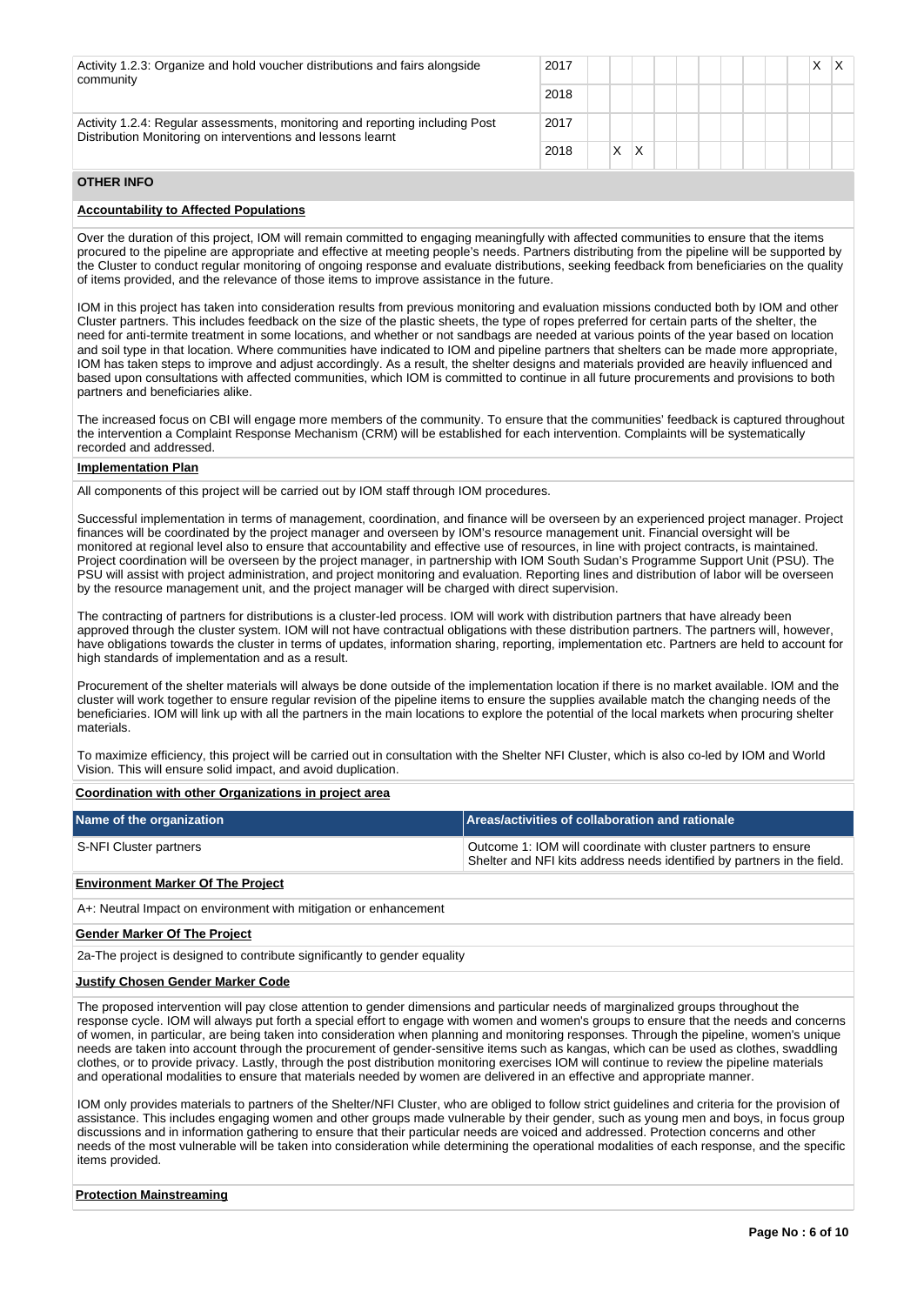| Activity | Year | 1 | 2 | 3 | 4 | 5 | 6 | 7 | 8 | 9 | 10 | 11 | 12 |
|---|---|---|---|---|---|---|---|---|---|---|---|---|---|
| Activity 1.2.3: Organize and hold voucher distributions and fairs alongside community | 2017 | | | | | | | | | | | X | X |
| | 2018 | | | | | | | | | | | | |
| Activity 1.2.4: Regular assessments, monitoring and reporting including Post Distribution Monitoring on interventions and lessons learnt | 2017 | | | | | | | | | | | | |
| | 2018 | | X | X | | | | | | | | | |

## OTHER INFO

**Accountability to Affected Populations**

Over the duration of this project, IOM will remain committed to engaging meaningfully with affected communities to ensure that the items procured to the pipeline are appropriate and effective at meeting people's needs. Partners distributing from the pipeline will be supported by the Cluster to conduct regular monitoring of ongoing response and evaluate distributions, seeking feedback from beneficiaries on the quality of items provided, and the relevance of those items to improve assistance in the future.

IOM in this project has taken into consideration results from previous monitoring and evaluation missions conducted both by IOM and other Cluster partners. This includes feedback on the size of the plastic sheets, the type of ropes preferred for certain parts of the shelter, the need for anti-termite treatment in some locations, and whether or not sandbags are needed at various points of the year based on location and soil type in that location. Where communities have indicated to IOM and pipeline partners that shelters can be made more appropriate, IOM has taken steps to improve and adjust accordingly. As a result, the shelter designs and materials provided are heavily influenced and based upon consultations with affected communities, which IOM is committed to continue in all future procurements and provisions to both partners and beneficiaries alike.

The increased focus on CBI will engage more members of the community. To ensure that the communities' feedback is captured throughout the intervention a Complaint Response Mechanism (CRM) will be established for each intervention. Complaints will be systematically recorded and addressed.

**Implementation Plan**

All components of this project will be carried out by IOM staff through IOM procedures.

Successful implementation in terms of management, coordination, and finance will be overseen by an experienced project manager. Project finances will be coordinated by the project manager and overseen by IOM's resource management unit. Financial oversight will be monitored at regional level also to ensure that accountability and effective use of resources, in line with project contracts, is maintained. Project coordination will be overseen by the project manager, in partnership with IOM South Sudan's Programme Support Unit (PSU). The PSU will assist with project administration, and project monitoring and evaluation. Reporting lines and distribution of labor will be overseen by the resource management unit, and the project manager will be charged with direct supervision.

The contracting of partners for distributions is a cluster-led process. IOM will work with distribution partners that have already been approved through the cluster system. IOM will not have contractual obligations with these distribution partners. The partners will, however, have obligations towards the cluster in terms of updates, information sharing, reporting, implementation etc. Partners are held to account for high standards of implementation and as a result.

Procurement of the shelter materials will always be done outside of the implementation location if there is no market available. IOM and the cluster will work together to ensure regular revision of the pipeline items to ensure the supplies available match the changing needs of the beneficiaries. IOM will link up with all the partners in the main locations to explore the potential of the local markets when procuring shelter materials.

To maximize efficiency, this project will be carried out in consultation with the Shelter NFI Cluster, which is also co-led by IOM and World Vision. This will ensure solid impact, and avoid duplication.

**Coordination with other Organizations in project area**

| Name of the organization | Areas/activities of collaboration and rationale |
|---|---|
| S-NFI Cluster partners | Outcome 1: IOM will coordinate with cluster partners to ensure Shelter and NFI kits address needs identified by partners in the field. |

**Environment Marker Of The Project**

A+: Neutral Impact on environment with mitigation or enhancement

**Gender Marker Of The Project**

2a-The project is designed to contribute significantly to gender equality

**Justify Chosen Gender Marker Code**

The proposed intervention will pay close attention to gender dimensions and particular needs of marginalized groups throughout the response cycle. IOM will always put forth a special effort to engage with women and women's groups to ensure that the needs and concerns of women, in particular, are being taken into consideration when planning and monitoring responses. Through the pipeline, women's unique needs are taken into account through the procurement of gender-sensitive items such as kangas, which can be used as clothes, swaddling clothes, or to provide privacy. Lastly, through the post distribution monitoring exercises IOM will continue to review the pipeline materials and operational modalities to ensure that materials needed by women are delivered in an effective and appropriate manner.

IOM only provides materials to partners of the Shelter/NFI Cluster, who are obliged to follow strict guidelines and criteria for the provision of assistance. This includes engaging women and other groups made vulnerable by their gender, such as young men and boys, in focus group discussions and in information gathering to ensure that their particular needs are voiced and addressed. Protection concerns and other needs of the most vulnerable will be taken into consideration while determining the operational modalities of each response, and the specific items provided.

**Protection Mainstreaming**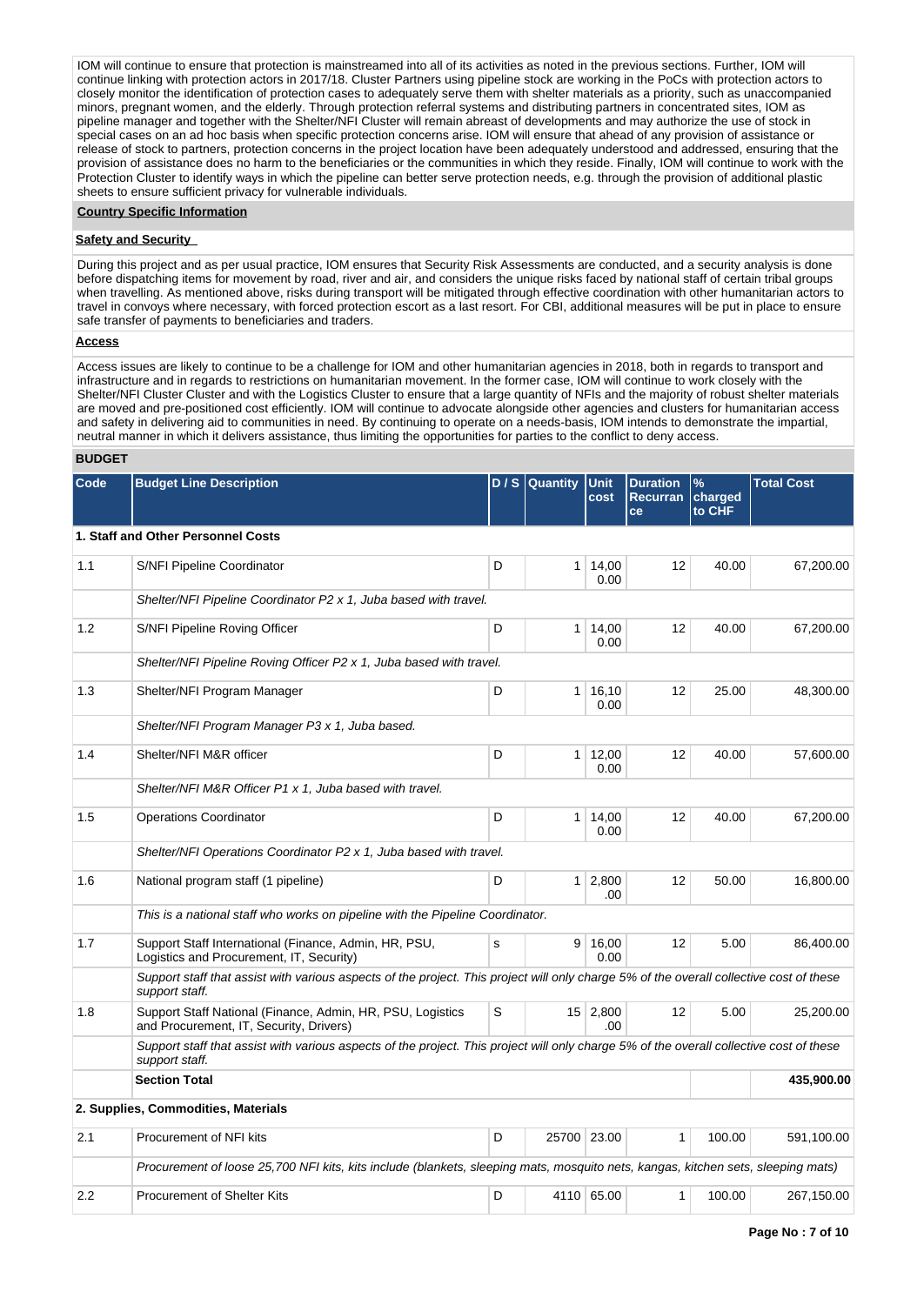IOM will continue to ensure that protection is mainstreamed into all of its activities as noted in the previous sections. Further, IOM will continue linking with protection actors in 2017/18. Cluster Partners using pipeline stock are working in the PoCs with protection actors to closely monitor the identification of protection cases to adequately serve them with shelter materials as a priority, such as unaccompanied minors, pregnant women, and the elderly. Through protection referral systems and distributing partners in concentrated sites, IOM as pipeline manager and together with the Shelter/NFI Cluster will remain abreast of developments and may authorize the use of stock in special cases on an ad hoc basis when specific protection concerns arise. IOM will ensure that ahead of any provision of assistance or release of stock to partners, protection concerns in the project location have been adequately understood and addressed, ensuring that the provision of assistance does no harm to the beneficiaries or the communities in which they reside. Finally, IOM will continue to work with the Protection Cluster to identify ways in which the pipeline can better serve protection needs, e.g. through the provision of additional plastic sheets to ensure sufficient privacy for vulnerable individuals.

**Country Specific Information**

**Safety and Security**

During this project and as per usual practice, IOM ensures that Security Risk Assessments are conducted, and a security analysis is done before dispatching items for movement by road, river and air, and considers the unique risks faced by national staff of certain tribal groups when travelling. As mentioned above, risks during transport will be mitigated through effective coordination with other humanitarian actors to travel in convoys where necessary, with forced protection escort as a last resort. For CBI, additional measures will be put in place to ensure safe transfer of payments to beneficiaries and traders.

**Access**

Access issues are likely to continue to be a challenge for IOM and other humanitarian agencies in 2018, both in regards to transport and infrastructure and in regards to restrictions on humanitarian movement. In the former case, IOM will continue to work closely with the Shelter/NFI Cluster Cluster and with the Logistics Cluster to ensure that a large quantity of NFIs and the majority of robust shelter materials are moved and pre-positioned cost efficiently. IOM will continue to advocate alongside other agencies and clusters for humanitarian access and safety in delivering aid to communities in need. By continuing to operate on a needs-basis, IOM intends to demonstrate the impartial, neutral manner in which it delivers assistance, thus limiting the opportunities for parties to the conflict to deny access.

**BUDGET**

| Code | Budget Line Description | D / S | Quantity | Unit cost | Duration Recurrance | % charged to CHF | Total Cost |
|---|---|---|---|---|---|---|---|
| **1. Staff and Other Personnel Costs** | | | | | | | |
| 1.1 | S/NFI Pipeline Coordinator | D | 1 | 14,000.00 | 12 | 40.00 | 67,200.00 |
| | *Shelter/NFI Pipeline Coordinator P2 x 1, Juba based with travel.* | | | | | | |
| 1.2 | S/NFI Pipeline Roving Officer | D | 1 | 14,000.00 | 12 | 40.00 | 67,200.00 |
| | *Shelter/NFI Pipeline Roving Officer P2 x 1, Juba based with travel.* | | | | | | |
| 1.3 | Shelter/NFI Program Manager | D | 1 | 16,100.00 | 12 | 25.00 | 48,300.00 |
| | *Shelter/NFI Program Manager P3 x 1, Juba based.* | | | | | | |
| 1.4 | Shelter/NFI M&R officer | D | 1 | 12,000.00 | 12 | 40.00 | 57,600.00 |
| | *Shelter/NFI M&R Officer P1 x 1, Juba based with travel.* | | | | | | |
| 1.5 | Operations Coordinator | D | 1 | 14,000.00 | 12 | 40.00 | 67,200.00 |
| | *Shelter/NFI Operations Coordinator P2 x 1, Juba based with travel.* | | | | | | |
| 1.6 | National program staff (1 pipeline) | D | 1 | 2,800.00 | 12 | 50.00 | 16,800.00 |
| | *This is a national staff who works on pipeline with the Pipeline Coordinator.* | | | | | | |
| 1.7 | Support Staff International (Finance, Admin, HR, PSU, Logistics and Procurement, IT, Security) | s | 9 | 16,000.00 | 12 | 5.00 | 86,400.00 |
| | *Support staff that assist with various aspects of the project. This project will only charge 5% of the overall collective cost of these support staff.* | | | | | | |
| 1.8 | Support Staff National (Finance, Admin, HR, PSU, Logistics and Procurement, IT, Security, Drivers) | S | 15 | 2,800.00 | 12 | 5.00 | 25,200.00 |
| | *Support staff that assist with various aspects of the project. This project will only charge 5% of the overall collective cost of these support staff.* | | | | | | |
| | **Section Total** | | | | | | **435,900.00** |
| **2. Supplies, Commodities, Materials** | | | | | | | |
| 2.1 | Procurement of NFI kits | D | 25700 | 23.00 | 1 | 100.00 | 591,100.00 |
| | *Procurement of loose 25,700 NFI kits, kits include (blankets, sleeping mats, mosquito nets, kangas, kitchen sets, sleeping mats)* | | | | | | |
| 2.2 | Procurement of Shelter Kits | D | 4110 | 65.00 | 1 | 100.00 | 267,150.00 |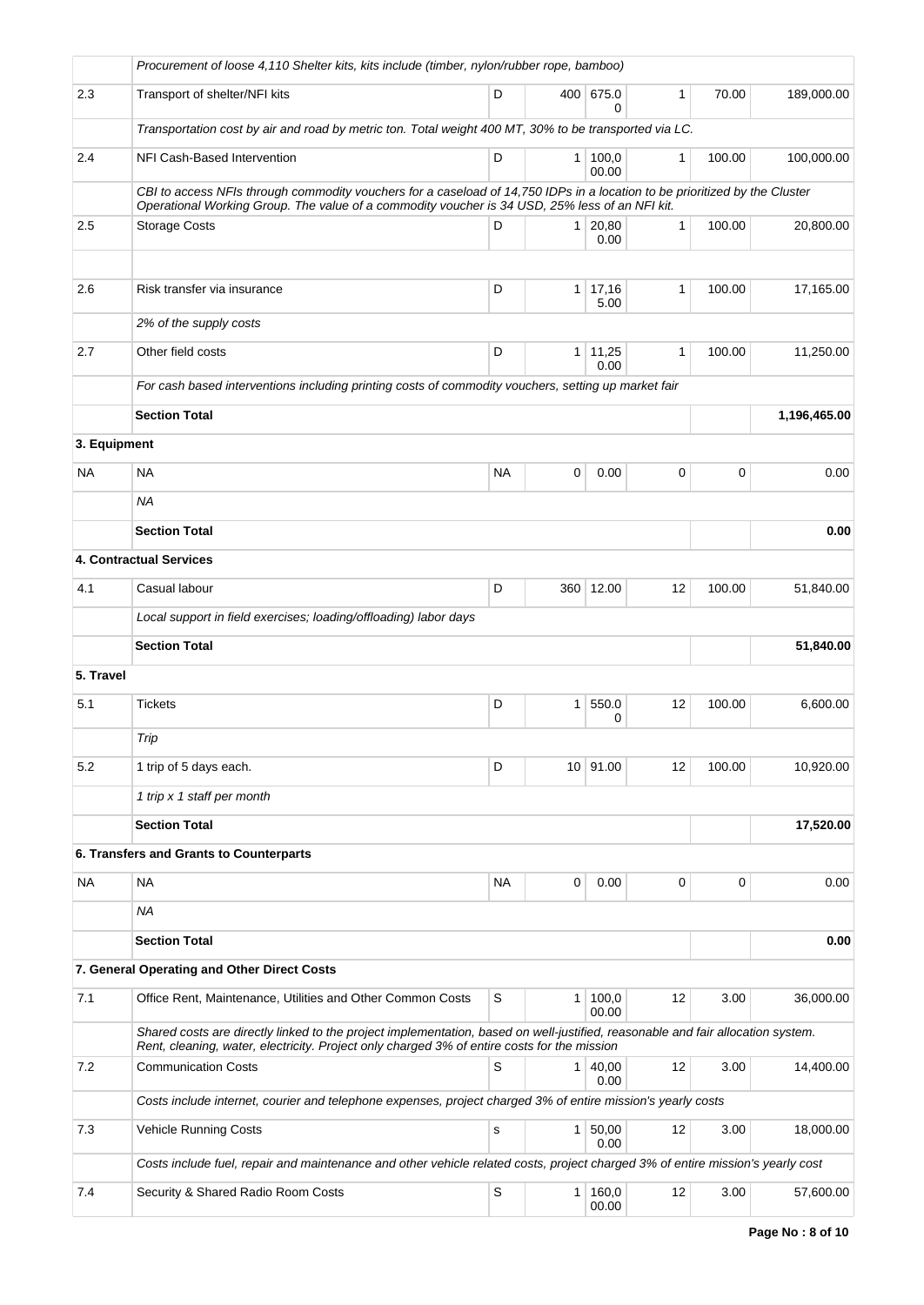| | | | | | | | |
|---|---|---|---|---|---|---|---|
| | *Procurement of loose 4,110 Shelter kits, kits include (timber, nylon/rubber rope, bamboo)* | | | | | | |
| 2.3 | Transport of shelter/NFI kits | D | 400 | 675.00 | 1 | 70.00 | 189,000.00 |
| | *Transportation cost by air and road by metric ton. Total weight 400 MT, 30% to be transported via LC.* | | | | | | |
| 2.4 | NFI Cash-Based Intervention | D | 1 | 100,000.00 | 1 | 100.00 | 100,000.00 |
| | *CBI to access NFIs through commodity vouchers for a caseload of 14,750 IDPs in a location to be prioritized by the Cluster Operational Working Group. The value of a commodity voucher is 34 USD, 25% less of an NFI kit.* | | | | | | |
| 2.5 | Storage Costs | D | 1 | 20,800.00 | 1 | 100.00 | 20,800.00 |
| | | | | | | | |
| 2.6 | Risk transfer via insurance | D | 1 | 17,165.00 | 1 | 100.00 | 17,165.00 |
| | *2% of the supply costs* | | | | | | |
| 2.7 | Other field costs | D | 1 | 11,250.00 | 1 | 100.00 | 11,250.00 |
| | *For cash based interventions including printing costs of commodity vouchers, setting up market fair* | | | | | | |
| | **Section Total** | | | | | | **1,196,465.00** |
| **3. Equipment** | | | | | | | |
| NA | NA | NA | 0 | 0.00 | 0 | 0 | 0.00 |
| | *NA* | | | | | | |
| | **Section Total** | | | | | | **0.00** |
| **4. Contractual Services** | | | | | | | |
| 4.1 | Casual labour | D | 360 | 12.00 | 12 | 100.00 | 51,840.00 |
| | *Local support in field exercises; loading/offloading) labor days* | | | | | | |
| | **Section Total** | | | | | | **51,840.00** |
| **5. Travel** | | | | | | | |
| 5.1 | Tickets | D | 1 | 550.00 | 12 | 100.00 | 6,600.00 |
| | *Trip* | | | | | | |
| 5.2 | 1 trip of 5 days each. | D | 10 | 91.00 | 12 | 100.00 | 10,920.00 |
| | *1 trip x 1 staff per month* | | | | | | |
| | **Section Total** | | | | | | **17,520.00** |
| **6. Transfers and Grants to Counterparts** | | | | | | | |
| NA | NA | NA | 0 | 0.00 | 0 | 0 | 0.00 |
| | *NA* | | | | | | |
| | **Section Total** | | | | | | **0.00** |
| **7. General Operating and Other Direct Costs** | | | | | | | |
| 7.1 | Office Rent, Maintenance, Utilities and Other Common Costs | S | 1 | 100,000.00 | 12 | 3.00 | 36,000.00 |
| | *Shared costs are directly linked to the project implementation, based on well-justified, reasonable and fair allocation system. Rent, cleaning, water, electricity. Project only charged 3% of entire costs for the mission* | | | | | | |
| 7.2 | Communication Costs | S | 1 | 40,000.00 | 12 | 3.00 | 14,400.00 |
| | *Costs include internet, courier and telephone expenses, project charged 3% of entire mission's yearly costs* | | | | | | |
| 7.3 | Vehicle Running Costs | s | 1 | 50,000.00 | 12 | 3.00 | 18,000.00 |
| | *Costs include fuel, repair and maintenance and other vehicle related costs, project charged 3% of entire mission's yearly cost* | | | | | | |
| 7.4 | Security & Shared Radio Room Costs | S | 1 | 160,000.00 | 12 | 3.00 | 57,600.00 |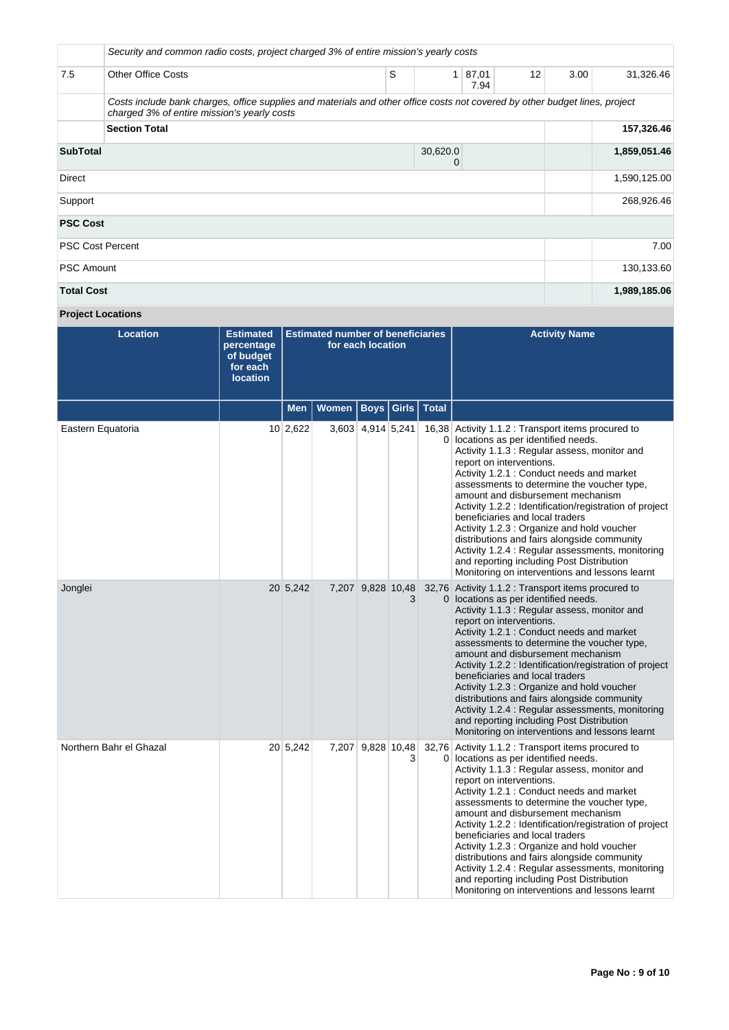| | | | | | | | |
|---|---|---|---|---|---|---|---|
| | *Security and common radio costs, project charged 3% of entire mission's yearly costs* | | | | | | |
| 7.5 | Other Office Costs | S | 1 | 87,017.94 | 12 | 3.00 | 31,326.46 |
| | *Costs include bank charges, office supplies and materials and other office costs not covered by other budget lines, project charged 3% of entire mission's yearly costs* | | | | | | |
| | **Section Total** | | | | | | **157,326.46** |
| **SubTotal** | | | 30,620.00 | | | | **1,859,051.46** |
| Direct | | | | | | | 1,590,125.00 |
| Support | | | | | | | 268,926.46 |
| **PSC Cost** | | | | | | | |
| PSC Cost Percent | | | | | | | 7.00 |
| PSC Amount | | | | | | | 130,133.60 |
| **Total Cost** | | | | | | | **1,989,185.06** |

**Project Locations**

| Location | Estimated percentage of budget for each location | Estimated number of beneficiaries for each location | | | | | Activity Name |
|---|---|---|---|---|---|---|---|
| | | Men | Women | Boys | Girls | Total | |
| Eastern Equatoria | 10 | 2,622 | 3,603 | 4,914 | 5,241 | 16,380 | Activity 1.1.2 : Transport items procured to locations as per identified needs.<br>Activity 1.1.3 : Regular assess, monitor and report on interventions.<br>Activity 1.2.1 : Conduct needs and market assessments to determine the voucher type, amount and disbursement mechanism<br>Activity 1.2.2 : Identification/registration of project beneficiaries and local traders<br>Activity 1.2.3 : Organize and hold voucher distributions and fairs alongside community<br>Activity 1.2.4 : Regular assessments, monitoring and reporting including Post Distribution Monitoring on interventions and lessons learnt |
| Jonglei | 20 | 5,242 | 7,207 | 9,828 | 10,483 | 32,760 | Activity 1.1.2 : Transport items procured to locations as per identified needs.<br>Activity 1.1.3 : Regular assess, monitor and report on interventions.<br>Activity 1.2.1 : Conduct needs and market assessments to determine the voucher type, amount and disbursement mechanism<br>Activity 1.2.2 : Identification/registration of project beneficiaries and local traders<br>Activity 1.2.3 : Organize and hold voucher distributions and fairs alongside community<br>Activity 1.2.4 : Regular assessments, monitoring and reporting including Post Distribution Monitoring on interventions and lessons learnt |
| Northern Bahr el Ghazal | 20 | 5,242 | 7,207 | 9,828 | 10,483 | 32,760 | Activity 1.1.2 : Transport items procured to locations as per identified needs.<br>Activity 1.1.3 : Regular assess, monitor and report on interventions.<br>Activity 1.2.1 : Conduct needs and market assessments to determine the voucher type, amount and disbursement mechanism<br>Activity 1.2.2 : Identification/registration of project beneficiaries and local traders<br>Activity 1.2.3 : Organize and hold voucher distributions and fairs alongside community<br>Activity 1.2.4 : Regular assessments, monitoring and reporting including Post Distribution Monitoring on interventions and lessons learnt |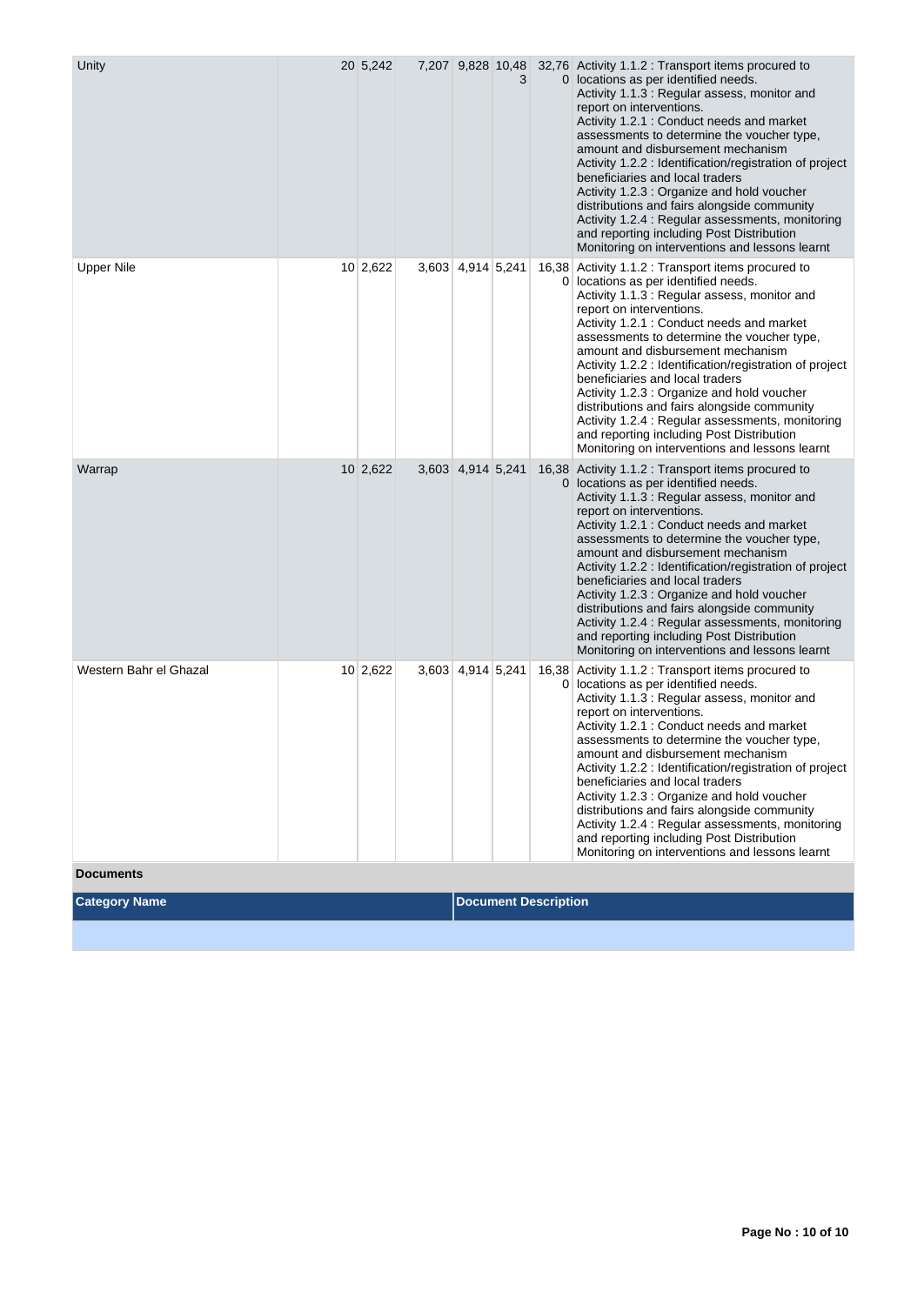| | | | | | | | |
|---|---|---|---|---|---|---|---|
| Unity | 20 | 5,242 | 7,207 | 9,828 | 10,483 | 32,760 | Activity 1.1.2 : Transport items procured to locations as per identified needs.<br>Activity 1.1.3 : Regular assess, monitor and report on interventions.<br>Activity 1.2.1 : Conduct needs and market assessments to determine the voucher type, amount and disbursement mechanism<br>Activity 1.2.2 : Identification/registration of project beneficiaries and local traders<br>Activity 1.2.3 : Organize and hold voucher distributions and fairs alongside community<br>Activity 1.2.4 : Regular assessments, monitoring and reporting including Post Distribution Monitoring on interventions and lessons learnt |
| Upper Nile | 10 | 2,622 | 3,603 | 4,914 | 5,241 | 16,380 | Activity 1.1.2 : Transport items procured to locations as per identified needs.<br>Activity 1.1.3 : Regular assess, monitor and report on interventions.<br>Activity 1.2.1 : Conduct needs and market assessments to determine the voucher type, amount and disbursement mechanism<br>Activity 1.2.2 : Identification/registration of project beneficiaries and local traders<br>Activity 1.2.3 : Organize and hold voucher distributions and fairs alongside community<br>Activity 1.2.4 : Regular assessments, monitoring and reporting including Post Distribution Monitoring on interventions and lessons learnt |
| Warrap | 10 | 2,622 | 3,603 | 4,914 | 5,241 | 16,380 | Activity 1.1.2 : Transport items procured to locations as per identified needs.<br>Activity 1.1.3 : Regular assess, monitor and report on interventions.<br>Activity 1.2.1 : Conduct needs and market assessments to determine the voucher type, amount and disbursement mechanism<br>Activity 1.2.2 : Identification/registration of project beneficiaries and local traders<br>Activity 1.2.3 : Organize and hold voucher distributions and fairs alongside community<br>Activity 1.2.4 : Regular assessments, monitoring and reporting including Post Distribution Monitoring on interventions and lessons learnt |
| Western Bahr el Ghazal | 10 | 2,622 | 3,603 | 4,914 | 5,241 | 16,380 | Activity 1.1.2 : Transport items procured to locations as per identified needs.<br>Activity 1.1.3 : Regular assess, monitor and report on interventions.<br>Activity 1.2.1 : Conduct needs and market assessments to determine the voucher type, amount and disbursement mechanism<br>Activity 1.2.2 : Identification/registration of project beneficiaries and local traders<br>Activity 1.2.3 : Organize and hold voucher distributions and fairs alongside community<br>Activity 1.2.4 : Regular assessments, monitoring and reporting including Post Distribution Monitoring on interventions and lessons learnt |

**Documents**

| Category Name | Document Description |
|---|---|
| | |